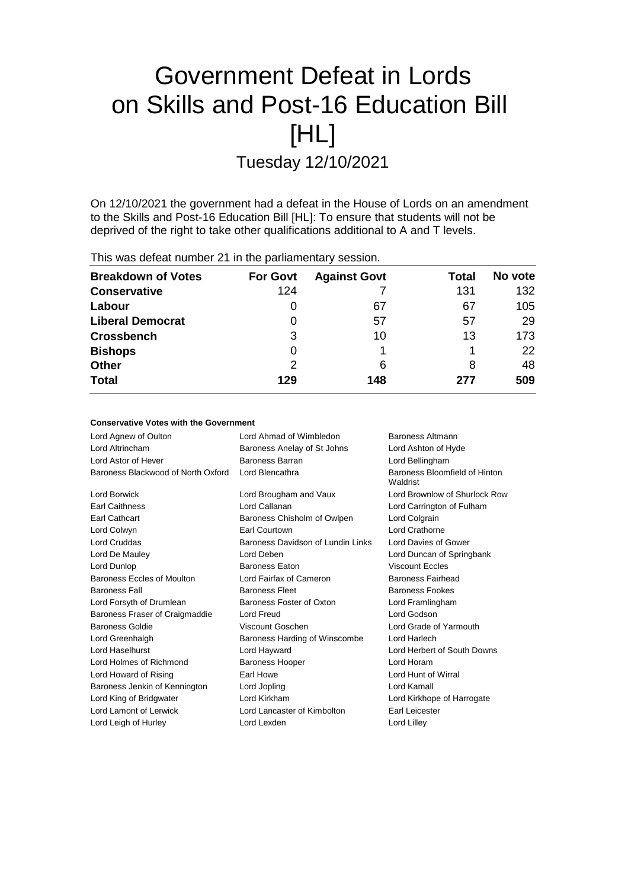# Government Defeat in Lords on Skills and Post-16 Education Bill [HL]

## Tuesday 12/10/2021

On 12/10/2021 the government had a defeat in the House of Lords on an amendment to the Skills and Post-16 Education Bill [HL]: To ensure that students will not be deprived of the right to take other qualifications additional to A and T levels.

This was defeat number 21 in the parliamentary session.

| Breakdown of Votes | For Govt | Against Govt | Total | No vote |
|---|---|---|---|---|
| **Conservative** | 124 | 7 | 131 | 132 |
| **Labour** | 0 | 67 | 67 | 105 |
| **Liberal Democrat** | 0 | 57 | 57 | 29 |
| **Crossbench** | 3 | 10 | 13 | 173 |
| **Bishops** | 0 | 1 | 1 | 22 |
| **Other** | 2 | 6 | 8 | 48 |
| **Total** | **129** | **148** | **277** | **509** |

**Conservative Votes with the Government**

| | | |
|---|---|---|
| Lord Agnew of Oulton | Lord Ahmad of Wimbledon | Baroness Altmann |
| Lord Altrincham | Baroness Anelay of St Johns | Lord Ashton of Hyde |
| Lord Astor of Hever | Baroness Barran | Lord Bellingham |
| Baroness Blackwood of North Oxford | Lord Blencathra | Baroness Bloomfield of Hinton Waldrist |
| Lord Borwick | Lord Brougham and Vaux | Lord Brownlow of Shurlock Row |
| Earl Caithness | Lord Callanan | Lord Carrington of Fulham |
| Earl Cathcart | Baroness Chisholm of Owlpen | Lord Colgrain |
| Lord Colwyn | Earl Courtown | Lord Crathorne |
| Lord Cruddas | Baroness Davidson of Lundin Links | Lord Davies of Gower |
| Lord De Mauley | Lord Deben | Lord Duncan of Springbank |
| Lord Dunlop | Baroness Eaton | Viscount Eccles |
| Baroness Eccles of Moulton | Lord Fairfax of Cameron | Baroness Fairhead |
| Baroness Fall | Baroness Fleet | Baroness Fookes |
| Lord Forsyth of Drumlean | Baroness Foster of Oxton | Lord Framlingham |
| Baroness Fraser of Craigmaddie | Lord Freud | Lord Godson |
| Baroness Goldie | Viscount Goschen | Lord Grade of Yarmouth |
| Lord Greenhalgh | Baroness Harding of Winscombe | Lord Harlech |
| Lord Haselhurst | Lord Hayward | Lord Herbert of South Downs |
| Lord Holmes of Richmond | Baroness Hooper | Lord Horam |
| Lord Howard of Rising | Earl Howe | Lord Hunt of Wirral |
| Baroness Jenkin of Kennington | Lord Jopling | Lord Kamall |
| Lord King of Bridgwater | Lord Kirkham | Lord Kirkhope of Harrogate |
| Lord Lamont of Lerwick | Lord Lancaster of Kimbolton | Earl Leicester |
| Lord Leigh of Hurley | Lord Lexden | Lord Lilley |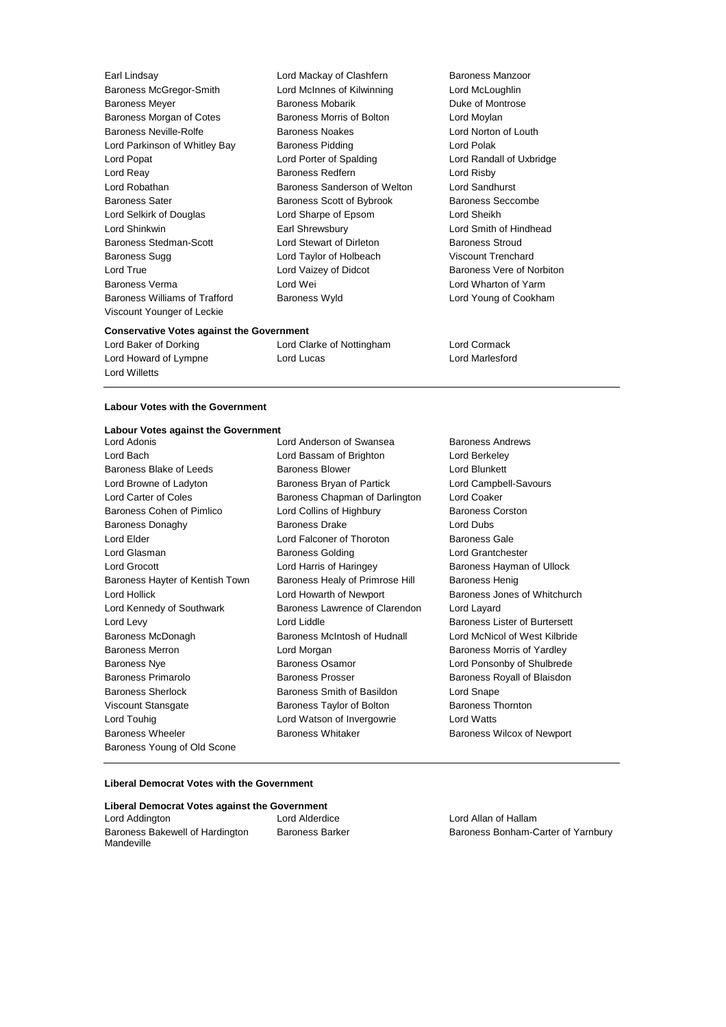Earl Lindsay
Lord Mackay of Clashfern
Baroness Manzoor
Baroness McGregor-Smith
Lord McInnes of Kilwinning
Lord McLoughlin
Baroness Meyer
Baroness Mobarik
Duke of Montrose
Baroness Morgan of Cotes
Baroness Morris of Bolton
Lord Moylan
Baroness Neville-Rolfe
Baroness Noakes
Lord Norton of Louth
Lord Parkinson of Whitley Bay
Baroness Pidding
Lord Polak
Lord Popat
Lord Porter of Spalding
Lord Randall of Uxbridge
Lord Reay
Baroness Redfern
Lord Risby
Lord Robathan
Baroness Sanderson of Welton
Lord Sandhurst
Baroness Sater
Baroness Scott of Bybrook
Baroness Seccombe
Lord Selkirk of Douglas
Lord Sharpe of Epsom
Lord Sheikh
Lord Shinkwin
Earl Shrewsbury
Lord Smith of Hindhead
Baroness Stedman-Scott
Lord Stewart of Dirleton
Baroness Stroud
Baroness Sugg
Lord Taylor of Holbeach
Viscount Trenchard
Lord True
Lord Vaizey of Didcot
Baroness Vere of Norbiton
Baroness Verma
Lord Wei
Lord Wharton of Yarm
Baroness Williams of Trafford
Baroness Wyld
Lord Young of Cookham
Viscount Younger of Leckie

**Conservative Votes against the Government**

Lord Baker of Dorking
Lord Clarke of Nottingham
Lord Cormack
Lord Howard of Lympne
Lord Lucas
Lord Marlesford
Lord Willetts

---

**Labour Votes with the Government**

**Labour Votes against the Government**

Lord Adonis
Lord Anderson of Swansea
Baroness Andrews
Lord Bach
Lord Bassam of Brighton
Lord Berkeley
Baroness Blake of Leeds
Baroness Blower
Lord Blunkett
Lord Browne of Ladyton
Baroness Bryan of Partick
Lord Campbell-Savours
Lord Carter of Coles
Baroness Chapman of Darlington
Lord Coaker
Baroness Cohen of Pimlico
Lord Collins of Highbury
Baroness Corston
Baroness Donaghy
Baroness Drake
Lord Dubs
Lord Elder
Lord Falconer of Thoroton
Baroness Gale
Lord Glasman
Baroness Golding
Lord Grantchester
Lord Grocott
Lord Harris of Haringey
Baroness Hayman of Ullock
Baroness Hayter of Kentish Town
Baroness Healy of Primrose Hill
Baroness Henig
Lord Hollick
Lord Howarth of Newport
Baroness Jones of Whitchurch
Lord Kennedy of Southwark
Baroness Lawrence of Clarendon
Lord Layard
Lord Levy
Lord Liddle
Baroness Lister of Burtersett
Baroness McDonagh
Baroness McIntosh of Hudnall
Lord McNicol of West Kilbride
Baroness Merron
Lord Morgan
Baroness Morris of Yardley
Baroness Nye
Baroness Osamor
Lord Ponsonby of Shulbrede
Baroness Primarolo
Baroness Prosser
Baroness Royall of Blaisdon
Baroness Sherlock
Baroness Smith of Basildon
Lord Snape
Viscount Stansgate
Baroness Taylor of Bolton
Baroness Thornton
Lord Touhig
Lord Watson of Invergowrie
Lord Watts
Baroness Wheeler
Baroness Whitaker
Baroness Wilcox of Newport
Baroness Young of Old Scone

---

**Liberal Democrat Votes with the Government**

**Liberal Democrat Votes against the Government**

Lord Addington
Lord Alderdice
Lord Allan of Hallam
Baroness Bakewell of Hardington Mandeville
Baroness Barker
Baroness Bonham-Carter of Yarnbury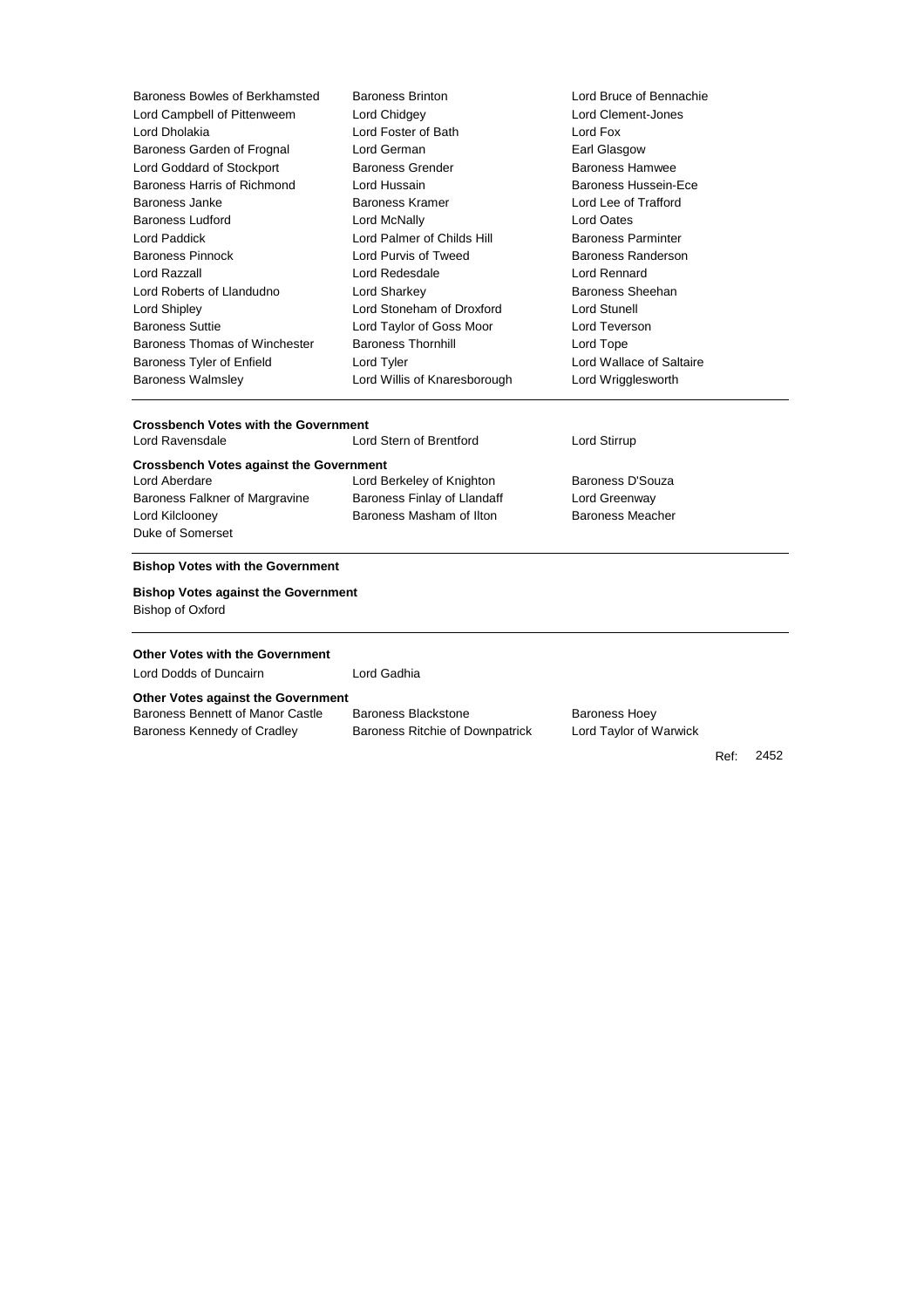| | | |
|---|---|---|
| Baroness Bowles of Berkhamsted | Baroness Brinton | Lord Bruce of Bennachie |
| Lord Campbell of Pittenweem | Lord Chidgey | Lord Clement-Jones |
| Lord Dholakia | Lord Foster of Bath | Lord Fox |
| Baroness Garden of Frognal | Lord German | Earl Glasgow |
| Lord Goddard of Stockport | Baroness Grender | Baroness Hamwee |
| Baroness Harris of Richmond | Lord Hussain | Baroness Hussein-Ece |
| Baroness Janke | Baroness Kramer | Lord Lee of Trafford |
| Baroness Ludford | Lord McNally | Lord Oates |
| Lord Paddick | Lord Palmer of Childs Hill | Baroness Parminter |
| Baroness Pinnock | Lord Purvis of Tweed | Baroness Randerson |
| Lord Razzall | Lord Redesdale | Lord Rennard |
| Lord Roberts of Llandudno | Lord Sharkey | Baroness Sheehan |
| Lord Shipley | Lord Stoneham of Droxford | Lord Stunell |
| Baroness Suttie | Lord Taylor of Goss Moor | Lord Teverson |
| Baroness Thomas of Winchester | Baroness Thornhill | Lord Tope |
| Baroness Tyler of Enfield | Lord Tyler | Lord Wallace of Saltaire |
| Baroness Walmsley | Lord Willis of Knaresborough | Lord Wrigglesworth |

**Crossbench Votes with the Government**

| | | |
|---|---|---|
| Lord Ravensdale | Lord Stern of Brentford | Lord Stirrup |

**Crossbench Votes against the Government**

| | | |
|---|---|---|
| Lord Aberdare | Lord Berkeley of Knighton | Baroness D'Souza |
| Baroness Falkner of Margravine | Baroness Finlay of Llandaff | Lord Greenway |
| Lord Kilclooney | Baroness Masham of Ilton | Baroness Meacher |
| Duke of Somerset | | |

**Bishop Votes with the Government**

**Bishop Votes against the Government**

Bishop of Oxford

**Other Votes with the Government**

| | |
|---|---|
| Lord Dodds of Duncairn | Lord Gadhia |

**Other Votes against the Government**

| | | |
|---|---|---|
| Baroness Bennett of Manor Castle | Baroness Blackstone | Baroness Hoey |
| Baroness Kennedy of Cradley | Baroness Ritchie of Downpatrick | Lord Taylor of Warwick |

Ref: 2452